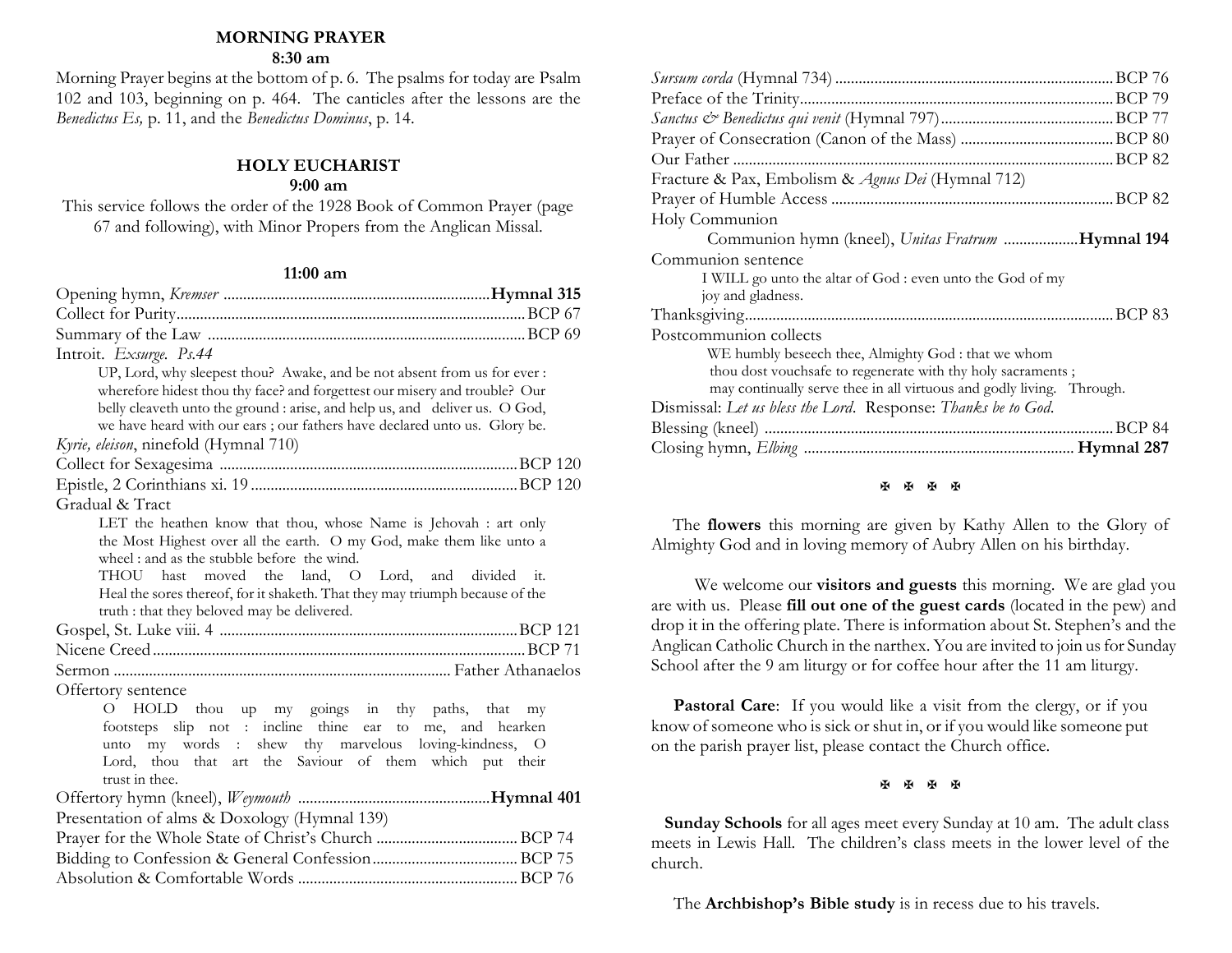## MORNING PRAYER

**8:30 am**

Morning Prayer begins at the bottom of p. 6. The psalms for today are Psalm 102 and 103, beginning on p. 464. The canticles after the lessons are the *Benedictus Es,* p. 11, and the *Benedictus Dominus*, p. 14.

## HOLY EUCHARIST

**9:00 am**

This service follows the order of the 1928 Book of Common Prayer (page 67 and following), with Minor Propers from the Anglican Missal.

**11:00 am**

Opening hymn, *Kremser* .................... **Hymnal 315**
Collect for Purity .................... BCP 67
Summary of the Law .................... BCP 69
Introit. *Exsurge. Ps.44*

> UP, Lord, why sleepest thou? Awake, and be not absent from us for ever : wherefore hidest thou thy face? and forgettest our misery and trouble? Our belly cleaveth unto the ground : arise, and help us, and deliver us. O God, we have heard with our ears ; our fathers have declared unto us. Glory be.

*Kyrie, eleison*, ninefold (Hymnal 710)
Collect for Sexagesima .................... BCP 120
Epistle, 2 Corinthians xi. 19 .................... BCP 120
Gradual & Tract

> LET the heathen know that thou, whose Name is Jehovah : art only the Most Highest over all the earth. O my God, make them like unto a wheel : and as the stubble before the wind.
> THOU hast moved the land, O Lord, and divided it. Heal the sores thereof, for it shaketh. That they may triumph because of the truth : that they beloved may be delivered.

Gospel, St. Luke viii. 4 .................... BCP 121
Nicene Creed .................... BCP 71
Sermon .................... Father Athanaelos
Offertory sentence

> O HOLD thou up my goings in thy paths, that my footsteps slip not : incline thine ear to me, and hearken unto my words : shew thy marvelous loving-kindness, O Lord, thou that art the Saviour of them which put their trust in thee.

Offertory hymn (kneel), *Weymouth* .................... **Hymnal 401**
Presentation of alms & Doxology (Hymnal 139)
Prayer for the Whole State of Christ's Church .................... BCP 74
Bidding to Confession & General Confession .................... BCP 75
Absolution & Comfortable Words .................... BCP 76
*Sursum corda* (Hymnal 734) .................... BCP 76
Preface of the Trinity .................... BCP 79
*Sanctus & Benedictus qui venit* (Hymnal 797) .................... BCP 77
Prayer of Consecration (Canon of the Mass) .................... BCP 80
Our Father .................... BCP 82
Fracture & Pax, Embolism & *Agnus Dei* (Hymnal 712)
Prayer of Humble Access .................... BCP 82
Holy Communion

> Communion hymn (kneel), *Unitas Fratrum* .................... **Hymnal 194**

Communion sentence

> I WILL go unto the altar of God : even unto the God of my joy and gladness.

Thanksgiving .................... BCP 83
Postcommunion collects

> WE humbly beseech thee, Almighty God : that we whom thou dost vouchsafe to regenerate with thy holy sacraments ; may continually serve thee in all virtuous and godly living. Through.

Dismissal: *Let us bless the Lord*. Response: *Thanks be to God*.
Blessing (kneel) .................... BCP 84
Closing hymn, *Elbing* .................... **Hymnal 287**

✠ ✠ ✠ ✠

The **flowers** this morning are given by Kathy Allen to the Glory of Almighty God and in loving memory of Aubry Allen on his birthday.

We welcome our **visitors and guests** this morning. We are glad you are with us. Please **fill out one of the guest cards** (located in the pew) and drop it in the offering plate. There is information about St. Stephen's and the Anglican Catholic Church in the narthex. You are invited to join us for Sunday School after the 9 am liturgy or for coffee hour after the 11 am liturgy.

**Pastoral Care**: If you would like a visit from the clergy, or if you know of someone who is sick or shut in, or if you would like someone put on the parish prayer list, please contact the Church office.

✠ ✠ ✠ ✠

**Sunday Schools** for all ages meet every Sunday at 10 am. The adult class meets in Lewis Hall. The children's class meets in the lower level of the church.

The **Archbishop's Bible study** is in recess due to his travels.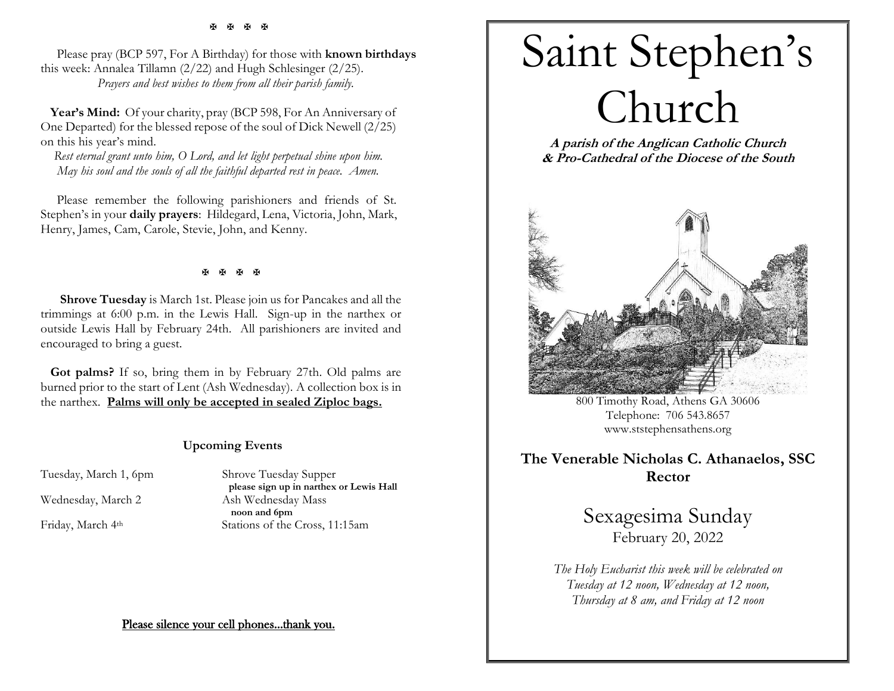✠ ✠ ✠ ✠

Please pray (BCP 597, For A Birthday) for those with **known birthdays** this week: Annalea Tillamn (2/22) and Hugh Schlesinger (2/25).

*Prayers and best wishes to them from all their parish family.*

**Year's Mind:** Of your charity, pray (BCP 598, For An Anniversary of One Departed) for the blessed repose of the soul of Dick Newell (2/25) on this his year's mind.

*Rest eternal grant unto him, O Lord, and let light perpetual shine upon him. May his soul and the souls of all the faithful departed rest in peace. Amen.*

Please remember the following parishioners and friends of St. Stephen's in your **daily prayers**: Hildegard, Lena, Victoria, John, Mark, Henry, James, Cam, Carole, Stevie, John, and Kenny.

✠ ✠ ✠ ✠

**Shrove Tuesday** is March 1st. Please join us for Pancakes and all the trimmings at 6:00 p.m. in the Lewis Hall. Sign-up in the narthex or outside Lewis Hall by February 24th. All parishioners are invited and encouraged to bring a guest.

**Got palms?** If so, bring them in by February 27th. Old palms are burned prior to the start of Lent (Ash Wednesday). A collection box is in the narthex. **Palms will only be accepted in sealed Ziploc bags.**

**Upcoming Events**

| | |
|---|---|
| Tuesday, March 1, 6pm | Shrove Tuesday Supper **please sign up in narthex or Lewis Hall** |
| Wednesday, March 2 | Ash Wednesday Mass **noon and 6pm** |
| Friday, March 4th | Stations of the Cross, 11:15am |

Please silence your cell phones...thank you.

# Saint Stephen's Church

***A parish of the Anglican Catholic Church & Pro-Cathedral of the Diocese of the South***

800 Timothy Road, Athens GA 30606
Telephone: 706 543.8657
www.ststephensathens.org

**The Venerable Nicholas C. Athanaelos, SSC**
**Rector**

## Sexagesima Sunday

February 20, 2022

*The Holy Eucharist this week will be celebrated on Tuesday at 12 noon, Wednesday at 12 noon, Thursday at 8 am, and Friday at 12 noon*